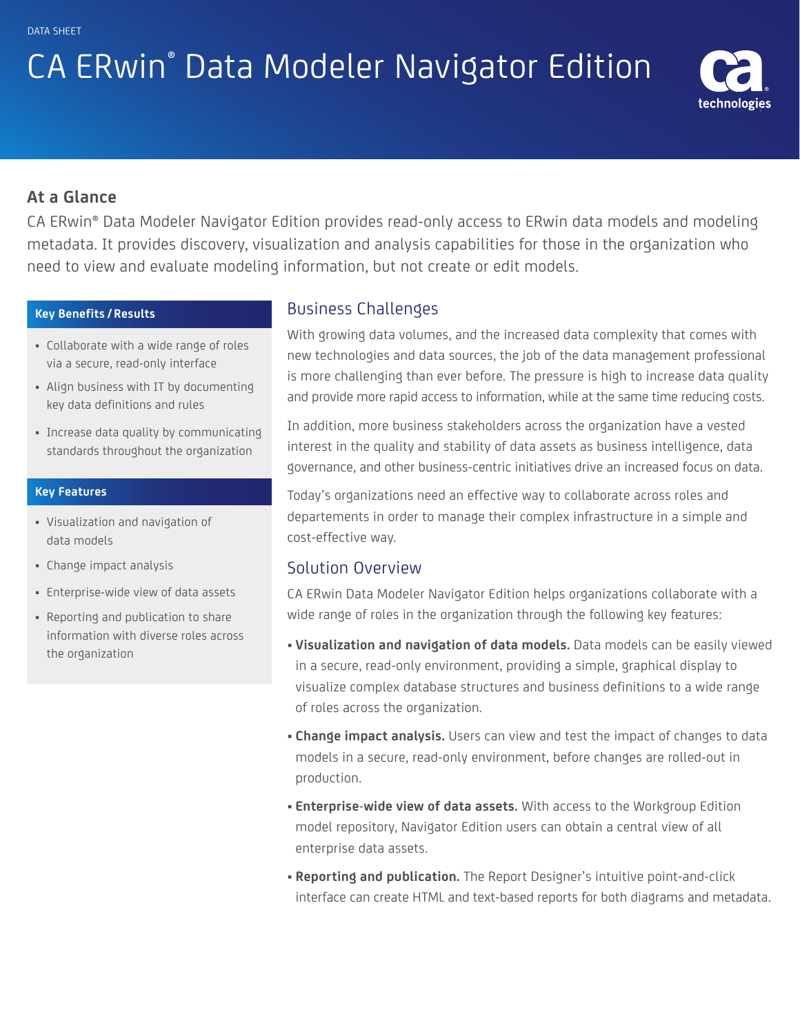DATA SHEET

# CA ERwin® Data Modeler Navigator Edition

## At a Glance

CA ERwin® Data Modeler Navigator Edition provides read-only access to ERwin data models and modeling metadata. It provides discovery, visualization and analysis capabilities for those in the organization who need to view and evaluate modeling information, but not create or edit models.

### Key Benefits / Results

- Collaborate with a wide range of roles via a secure, read-only interface
- Align business with IT by documenting key data definitions and rules
- Increase data quality by communicating standards throughout the organization

### Key Features

- Visualization and navigation of data models
- Change impact analysis
- Enterprise-wide view of data assets
- Reporting and publication to share information with diverse roles across the organization

## Business Challenges

With growing data volumes, and the increased data complexity that comes with new technologies and data sources, the job of the data management professional is more challenging than ever before. The pressure is high to increase data quality and provide more rapid access to information, while at the same time reducing costs.

In addition, more business stakeholders across the organization have a vested interest in the quality and stability of data assets as business intelligence, data governance, and other business-centric initiatives drive an increased focus on data.

Today's organizations need an effective way to collaborate across roles and departements in order to manage their complex infrastructure in a simple and cost-effective way.

## Solution Overview

CA ERwin Data Modeler Navigator Edition helps organizations collaborate with a wide range of roles in the organization through the following key features:

- **Visualization and navigation of data models.** Data models can be easily viewed in a secure, read-only environment, providing a simple, graphical display to visualize complex database structures and business definitions to a wide range of roles across the organization.
- **Change impact analysis.** Users can view and test the impact of changes to data models in a secure, read-only environment, before changes are rolled-out in production.
- **Enterprise-wide view of data assets.** With access to the Workgroup Edition model repository, Navigator Edition users can obtain a central view of all enterprise data assets.
- **Reporting and publication.** The Report Designer's intuitive point-and-click interface can create HTML and text-based reports for both diagrams and metadata.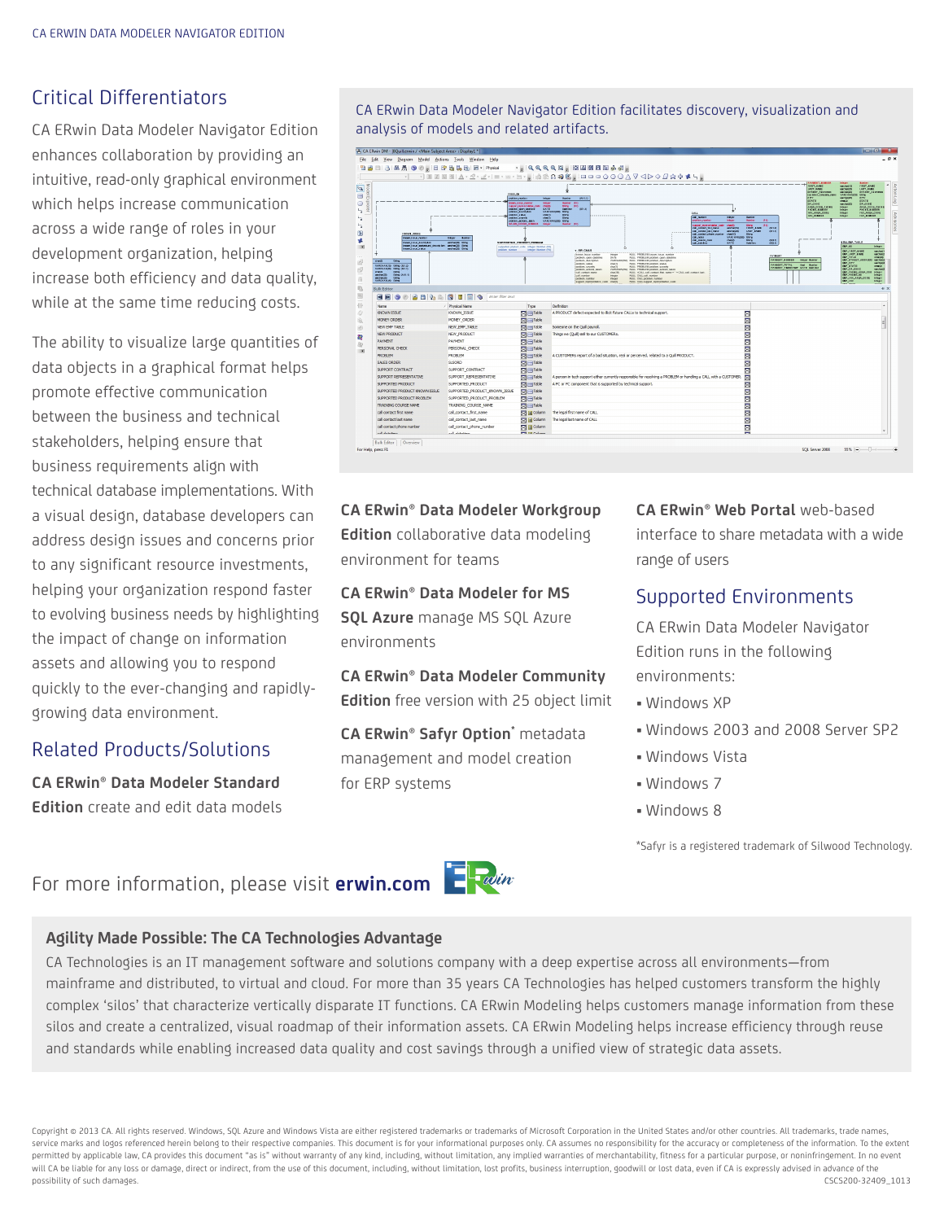## Critical Differentiators

CA ERwin Data Modeler Navigator Edition enhances collaboration by providing an intuitive, read-only graphical environment which helps increase communication across a wide range of roles in your development organization, helping increase both efficiency and data quality, while at the same time reducing costs.

The ability to visualize large quantities of data objects in a graphical format helps promote effective communication between the business and technical stakeholders, helping ensure that business requirements align with technical database implementations. With a visual design, database developers can address design issues and concerns prior to any significant resource investments, helping your organization respond faster to evolving business needs by highlighting the impact of change on information assets and allowing you to respond quickly to the ever-changing and rapidly-growing data environment.

CA ERwin Data Modeler Navigator Edition facilitates discovery, visualization and analysis of models and related artifacts.

## Related Products/Solutions

**CA ERwin® Data Modeler Standard Edition** create and edit data models

**CA ERwin® Data Modeler Workgroup Edition** collaborative data modeling environment for teams

**CA ERwin® Data Modeler for MS SQL Azure** manage MS SQL Azure environments

**CA ERwin® Data Modeler Community Edition** free version with 25 object limit

**CA ERwin® Safyr Option*** metadata management and model creation for ERP systems

**CA ERwin® Web Portal** web-based interface to share metadata with a wide range of users

## Supported Environments

CA ERwin Data Modeler Navigator Edition runs in the following environments:

- Windows XP
- Windows 2003 and 2008 Server SP2
- Windows Vista
- Windows 7
- Windows 8

*Safyr is a registered trademark of Silwood Technology.

For more information, please visit **erwin.com**

### Agility Made Possible: The CA Technologies Advantage

CA Technologies is an IT management software and solutions company with a deep expertise across all environments—from mainframe and distributed, to virtual and cloud. For more than 35 years CA Technologies has helped customers transform the highly complex 'silos' that characterize vertically disparate IT functions. CA ERwin Modeling helps customers manage information from these silos and create a centralized, visual roadmap of their information assets. CA ERwin Modeling helps increase efficiency through reuse and standards while enabling increased data quality and cost savings through a unified view of strategic data assets.

Copyright © 2013 CA. All rights reserved. Windows, SQL Azure and Windows Vista are either registered trademarks or trademarks of Microsoft Corporation in the United States and/or other countries. All trademarks, trade names, service marks and logos referenced herein belong to their respective companies. This document is for your informational purposes only. CA assumes no responsibility for the accuracy or completeness of the information. To the extent permitted by applicable law, CA provides this document "as is" without warranty of any kind, including, without limitation, any implied warranties of merchantability, fitness for a particular purpose, or noninfringement. In no event will CA be liable for any loss or damage, direct or indirect, from the use of this document, including, without limitation, lost profits, business interruption, goodwill or lost data, even if CA is expressly advised in advance of the possibility of such damages.

CSCS200-32409_1013